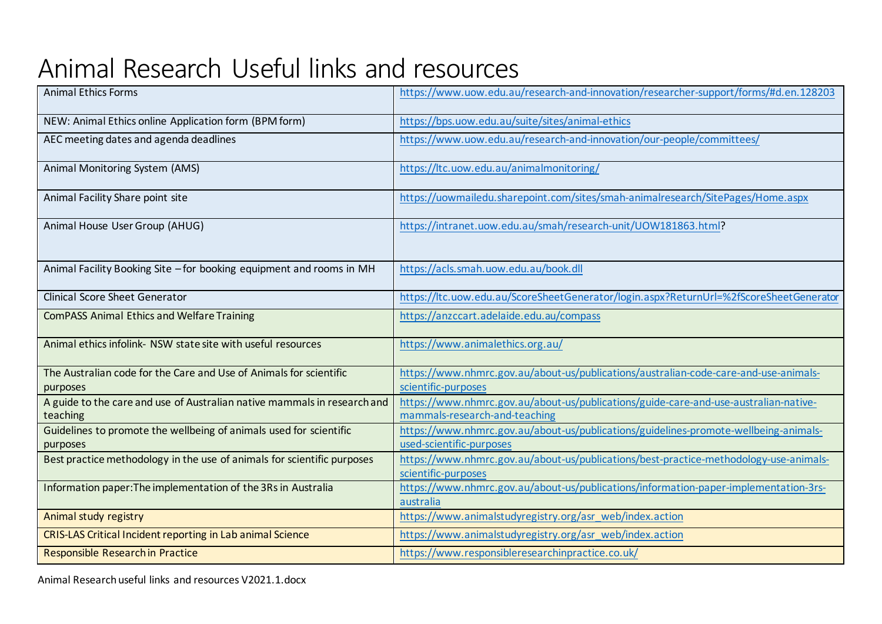# Animal Research Useful links and resources

| | |
|---|---|
| Animal Ethics Forms | https://www.uow.edu.au/research-and-innovation/researcher-support/forms/#d.en.128203 |
| NEW: Animal Ethics online Application form (BPM form) | https://bps.uow.edu.au/suite/sites/animal-ethics |
| AEC meeting dates and agenda deadlines | https://www.uow.edu.au/research-and-innovation/our-people/committees/ |
| Animal Monitoring System (AMS) | https://ltc.uow.edu.au/animalmonitoring/ |
| Animal Facility Share point site | https://uowmailedu.sharepoint.com/sites/smah-animalresearch/SitePages/Home.aspx |
| Animal House User Group (AHUG) | https://intranet.uow.edu.au/smah/research-unit/UOW181863.html? |
| Animal Facility Booking Site – for booking equipment and rooms in MH | https://acls.smah.uow.edu.au/book.dll |
| Clinical Score Sheet Generator | https://ltc.uow.edu.au/ScoreSheetGenerator/login.aspx?ReturnUrl=%2fScoreSheetGenerator |
| ComPASS Animal Ethics and Welfare Training | https://anzccart.adelaide.edu.au/compass |
| Animal ethics infolink- NSW state site with useful resources | https://www.animalethics.org.au/ |
| The Australian code for the Care and Use of Animals for scientific purposes | https://www.nhmrc.gov.au/about-us/publications/australian-code-care-and-use-animals-scientific-purposes |
| A guide to the care and use of Australian native mammals in research and teaching | https://www.nhmrc.gov.au/about-us/publications/guide-care-and-use-australian-native-mammals-research-and-teaching |
| Guidelines to promote the wellbeing of animals used for scientific purposes | https://www.nhmrc.gov.au/about-us/publications/guidelines-promote-wellbeing-animals-used-scientific-purposes |
| Best practice methodology in the use of animals for scientific purposes | https://www.nhmrc.gov.au/about-us/publications/best-practice-methodology-use-animals-scientific-purposes |
| Information paper:The implementation of the 3Rs in Australia | https://www.nhmrc.gov.au/about-us/publications/information-paper-implementation-3rs-australia |
| Animal study registry | https://www.animalstudyregistry.org/asr_web/index.action |
| CRIS-LAS Critical Incident reporting in Lab animal Science | https://www.animalstudyregistry.org/asr_web/index.action |
| Responsible Research in Practice | https://www.responsibleresearchinpractice.co.uk/ |

Animal Research useful links and resources V2021.1.docx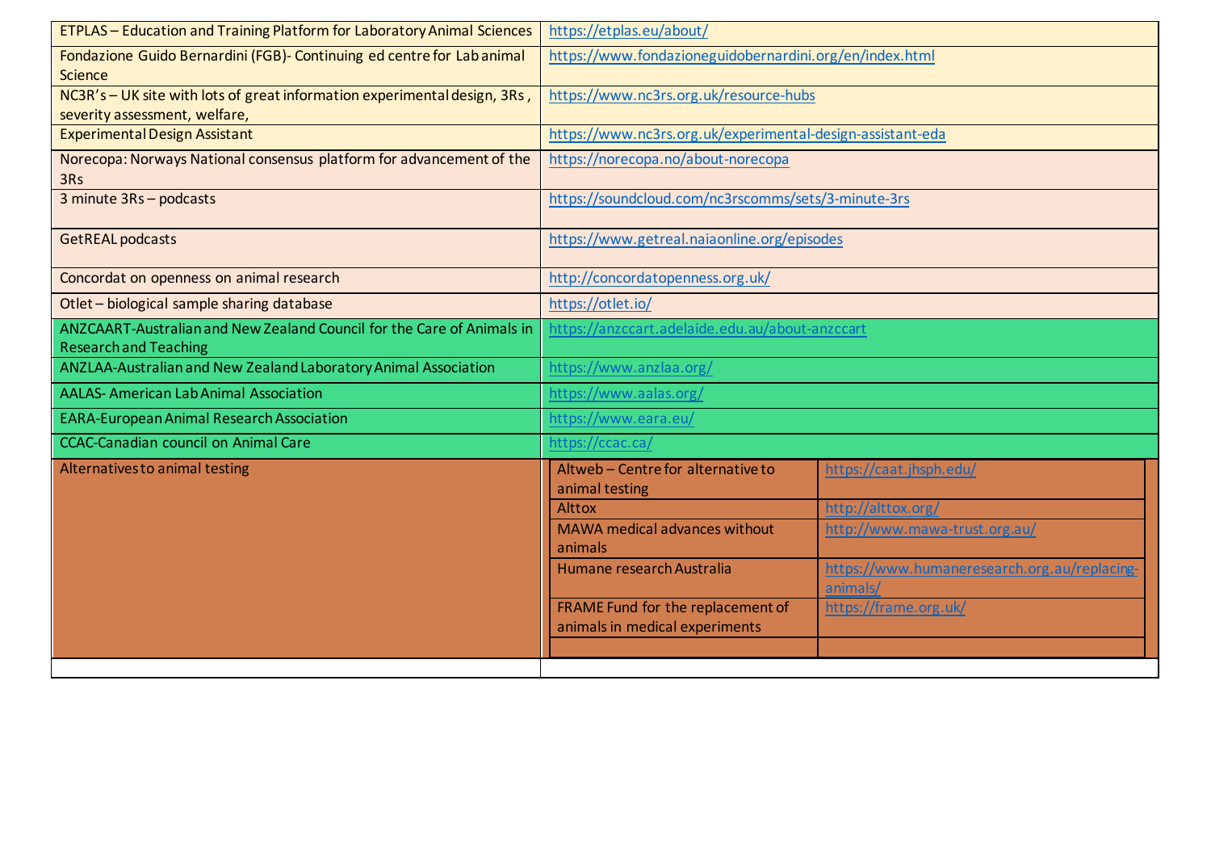| | |
|---|---|
| ETPLAS – Education and Training Platform for Laboratory Animal Sciences | https://etplas.eu/about/ |
| Fondazione Guido Bernardini (FGB)- Continuing ed centre for Lab animal Science | https://www.fondazioneguidobernardini.org/en/index.html |
| NC3R's – UK site with lots of great information experimental design, 3Rs , severity assessment, welfare, | https://www.nc3rs.org.uk/resource-hubs |
| Experimental Design Assistant | https://www.nc3rs.org.uk/experimental-design-assistant-eda |
| Norecopa: Norways National consensus platform for advancement of the 3Rs | https://norecopa.no/about-norecopa |
| 3 minute 3Rs – podcasts | https://soundcloud.com/nc3rscomms/sets/3-minute-3rs |
| GetREAL podcasts | https://www.getreal.naiaonline.org/episodes |
| Concordat on openness on animal research | http://concordatopenness.org.uk/ |
| Otlet – biological sample sharing database | https://otlet.io/ |
| ANZCAART-Australian and New Zealand Council for the Care of Animals in Research and Teaching | https://anzccart.adelaide.edu.au/about-anzccart |
| ANZLAA-Australian and New Zealand Laboratory Animal Association | https://www.anzlaa.org/ |
| AALAS- American Lab Animal Association | https://www.aalas.org/ |
| EARA-European Animal Research Association | https://www.eara.eu/ |
| CCAC-Canadian council on Animal Care | https://ccac.ca/ |
| Alternatives to animal testing | Altweb – Centre for alternative to animal testing: https://caat.jhsph.edu/<br>Alttox: http://alttox.org/<br>MAWA medical advances without animals: http://www.mawa-trust.org.au/<br>Humane research Australia: https://www.humaneresearch.org.au/replacing-animals/<br>FRAME Fund for the replacement of animals in medical experiments: https://frame.org.uk/ |
| | |